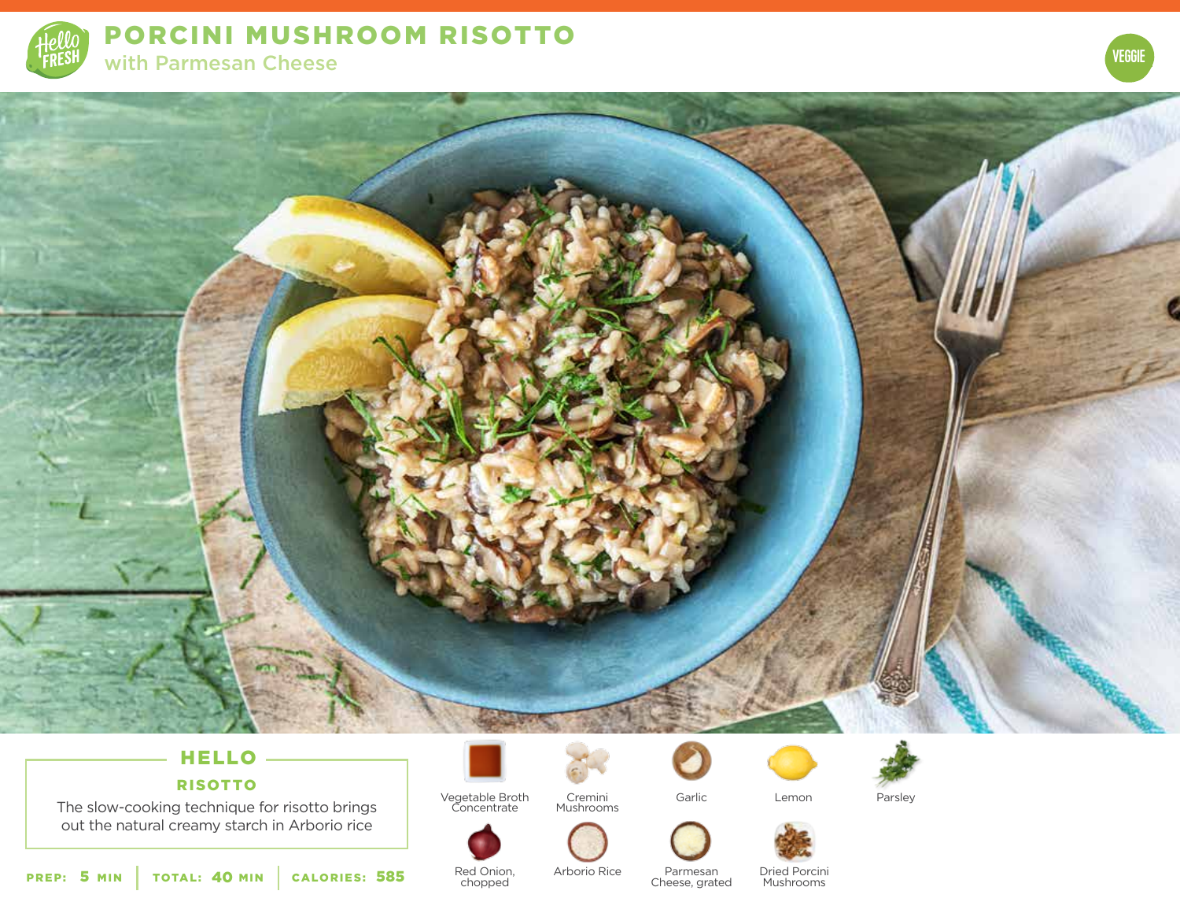# PORCINI MUSHROOM RISOTTO

## with Parmesan Cheese

VEGGIE

### HELLO

**RISOTTO**

The slow-cooking technique for risotto brings out the natural creamy starch in Arborio rice

**PREP:** 5 MIN | **TOTAL:** 40 MIN | **CALORIES:** 585

- Vegetable Broth Concentrate
- Cremini Mushrooms
- Garlic
- Lemon
- Parsley
- Red Onion, chopped
- Arborio Rice
- Parmesan Cheese, grated
- Dried Porcini Mushrooms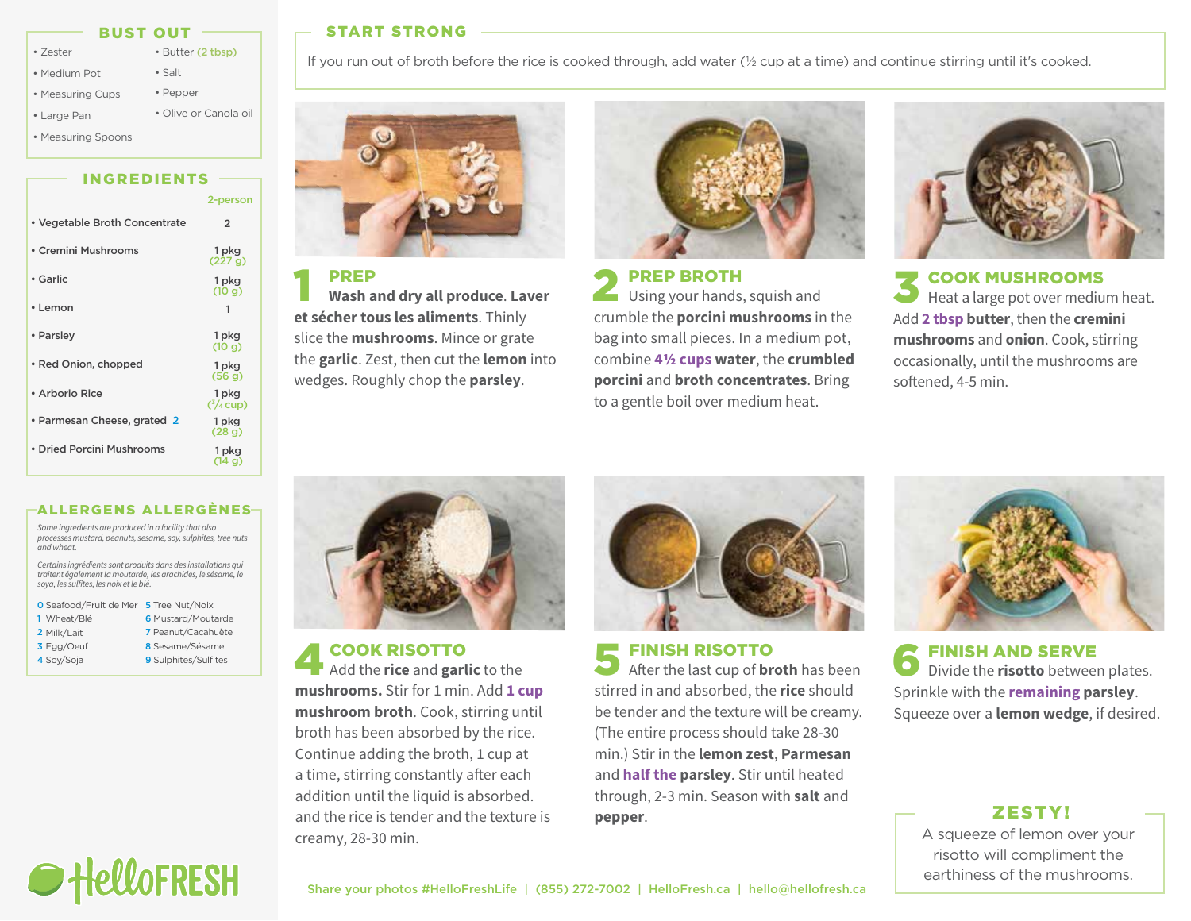## BUST OUT

- Zester
- Medium Pot
- Measuring Cups
- Large Pan
- Measuring Spoons
- Butter (2 tbsp)
- Salt
- Pepper
- Olive or Canola oil

## INGREDIENTS

| | 2-person |
|---|---|
| Vegetable Broth Concentrate | 2 |
| Cremini Mushrooms | 1 pkg (227 g) |
| Garlic | 1 pkg (10 g) |
| Lemon | 1 |
| Parsley | 1 pkg (10 g) |
| Red Onion, chopped | 1 pkg (56 g) |
| Arborio Rice | 1 pkg (3/4 cup) |
| Parmesan Cheese, grated 2 | 1 pkg (28 g) |
| Dried Porcini Mushrooms | 1 pkg (14 g) |

## ALLERGENS ALLERGÈNES

*Some ingredients are produced in a facility that also processes mustard, peanuts, sesame, soy, sulphites, tree nuts and wheat.*

*Certains ingrédients sont produits dans des installations qui traitent également la moutarde, les arachides, le sésame, le soya, les sulfites, les noix et le blé.*

0 Seafood/Fruit de Mer
1 Wheat/Blé
2 Milk/Lait
3 Egg/Oeuf
4 Soy/Soja
5 Tree Nut/Noix
6 Mustard/Moutarde
7 Peanut/Cacahuète
8 Sesame/Sésame
9 Sulphites/Sulfites

## START STRONG

If you run out of broth before the rice is cooked through, add water (½ cup at a time) and continue stirring until it's cooked.

### 1 PREP

**Wash and dry all produce**. **Laver et sécher tous les aliments**. Thinly slice the **mushrooms**. Mince or grate the **garlic**. Zest, then cut the **lemon** into wedges. Roughly chop the **parsley**.

### 2 PREP BROTH

Using your hands, squish and crumble the **porcini mushrooms** in the bag into small pieces. In a medium pot, combine **4½ cups water**, the **crumbled porcini** and **broth concentrates**. Bring to a gentle boil over medium heat.

### 3 COOK MUSHROOMS

Heat a large pot over medium heat. Add **2 tbsp butter**, then the **cremini mushrooms** and **onion**. Cook, stirring occasionally, until the mushrooms are softened, 4-5 min.

### 4 COOK RISOTTO

Add the **rice** and **garlic** to the **mushrooms.** Stir for 1 min. Add **1 cup mushroom broth**. Cook, stirring until broth has been absorbed by the rice. Continue adding the broth, 1 cup at a time, stirring constantly after each addition until the liquid is absorbed. and the rice is tender and the texture is creamy, 28-30 min.

### 5 FINISH RISOTTO

After the last cup of **broth** has been stirred in and absorbed, the **rice** should be tender and the texture will be creamy. (The entire process should take 28-30 min.) Stir in the **lemon zest**, **Parmesan** and **half the parsley**. Stir until heated through, 2-3 min. Season with **salt** and **pepper**.

### 6 FINISH AND SERVE

Divide the **risotto** between plates. Sprinkle with the **remaining parsley**. Squeeze over a **lemon wedge**, if desired.

## ZESTY!

A squeeze of lemon over your risotto will compliment the earthiness of the mushrooms.

HelloFRESH

Share your photos #HelloFreshLife | (855) 272-7002 | HelloFresh.ca | hello@hellofresh.ca